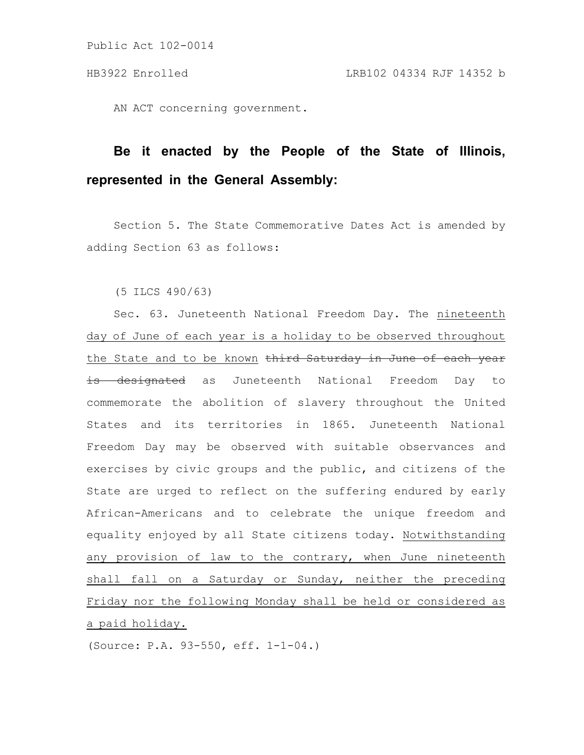Public Act 102-0014

HB3922 Enrolled LRB102 04334 RJF 14352 b

AN ACT concerning government.

**Be it enacted by the People of the State of Illinois, represented in the General Assembly:**

Section 5. The State Commemorative Dates Act is amended by adding Section 63 as follows:

(5 ILCS 490/63)

Sec. 63. Juneteenth National Freedom Day. The <u>nineteenth day of June of each year is a holiday to be observed throughout the State and to be known</u> ~~third Saturday in June of each year is designated~~ as Juneteenth National Freedom Day to commemorate the abolition of slavery throughout the United States and its territories in 1865. Juneteenth National Freedom Day may be observed with suitable observances and exercises by civic groups and the public, and citizens of the State are urged to reflect on the suffering endured by early African-Americans and to celebrate the unique freedom and equality enjoyed by all State citizens today. <u>Notwithstanding any provision of law to the contrary, when June nineteenth shall fall on a Saturday or Sunday, neither the preceding Friday nor the following Monday shall be held or considered as a paid holiday.</u>

(Source: P.A. 93-550, eff. 1-1-04.)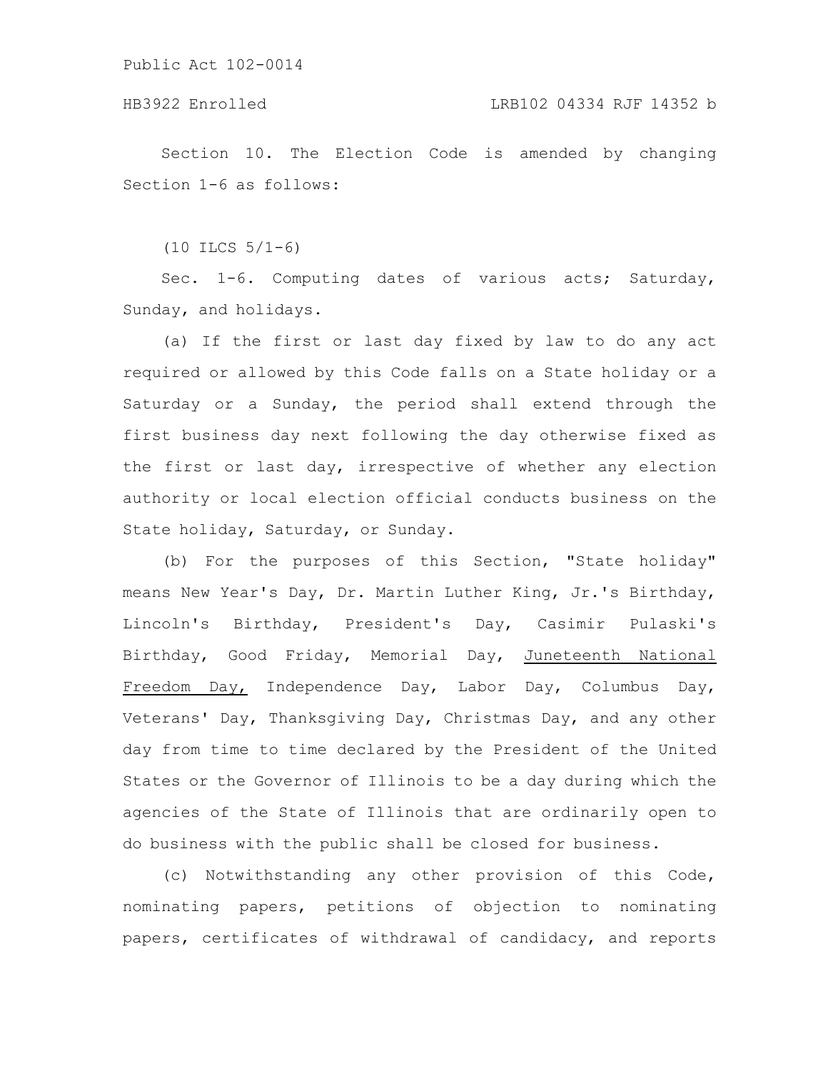Section 10. The Election Code is amended by changing Section 1-6 as follows:

(10 ILCS 5/1-6)

Sec. 1-6. Computing dates of various acts; Saturday, Sunday, and holidays.

(a) If the first or last day fixed by law to do any act required or allowed by this Code falls on a State holiday or a Saturday or a Sunday, the period shall extend through the first business day next following the day otherwise fixed as the first or last day, irrespective of whether any election authority or local election official conducts business on the State holiday, Saturday, or Sunday.

(b) For the purposes of this Section, "State holiday" means New Year's Day, Dr. Martin Luther King, Jr.'s Birthday, Lincoln's Birthday, President's Day, Casimir Pulaski's Birthday, Good Friday, Memorial Day, <u>Juneteenth National Freedom Day,</u> Independence Day, Labor Day, Columbus Day, Veterans' Day, Thanksgiving Day, Christmas Day, and any other day from time to time declared by the President of the United States or the Governor of Illinois to be a day during which the agencies of the State of Illinois that are ordinarily open to do business with the public shall be closed for business.

(c) Notwithstanding any other provision of this Code, nominating papers, petitions of objection to nominating papers, certificates of withdrawal of candidacy, and reports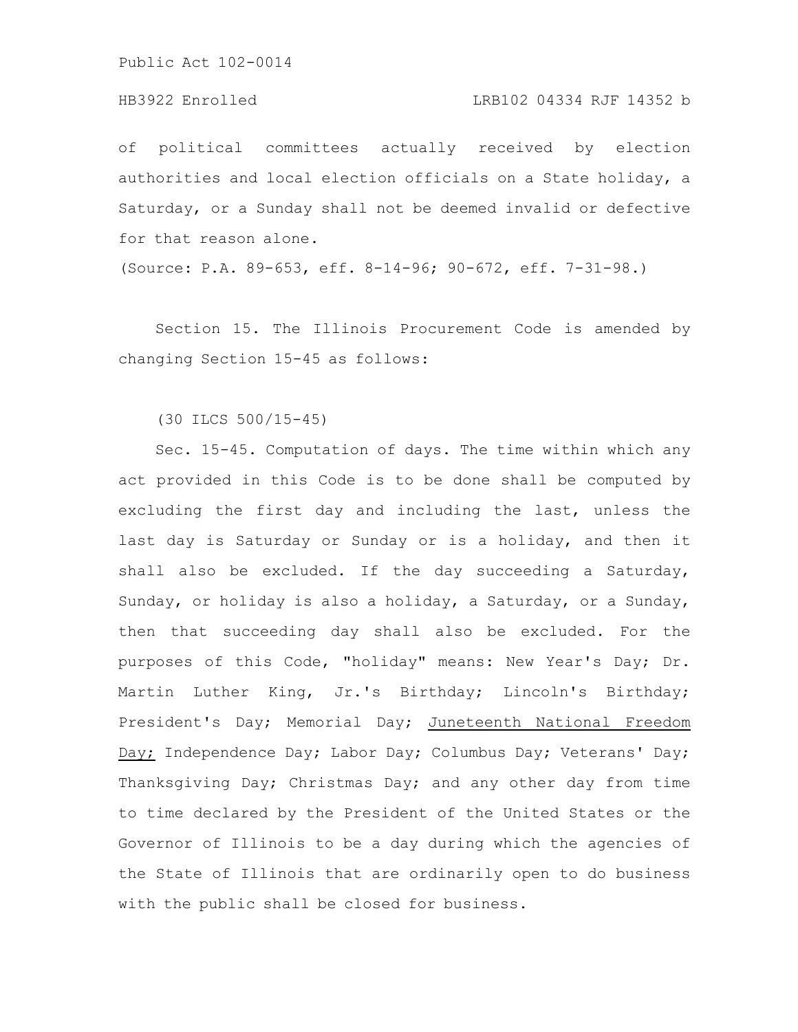of political committees actually received by election authorities and local election officials on a State holiday, a Saturday, or a Sunday shall not be deemed invalid or defective for that reason alone.

(Source: P.A. 89-653, eff. 8-14-96; 90-672, eff. 7-31-98.)

Section 15. The Illinois Procurement Code is amended by changing Section 15-45 as follows:

(30 ILCS 500/15-45)

Sec. 15-45. Computation of days. The time within which any act provided in this Code is to be done shall be computed by excluding the first day and including the last, unless the last day is Saturday or Sunday or is a holiday, and then it shall also be excluded. If the day succeeding a Saturday, Sunday, or holiday is also a holiday, a Saturday, or a Sunday, then that succeeding day shall also be excluded. For the purposes of this Code, "holiday" means: New Year's Day; Dr. Martin Luther King, Jr.'s Birthday; Lincoln's Birthday; President's Day; Memorial Day; <u>Juneteenth National Freedom Day;</u> Independence Day; Labor Day; Columbus Day; Veterans' Day; Thanksgiving Day; Christmas Day; and any other day from time to time declared by the President of the United States or the Governor of Illinois to be a day during which the agencies of the State of Illinois that are ordinarily open to do business with the public shall be closed for business.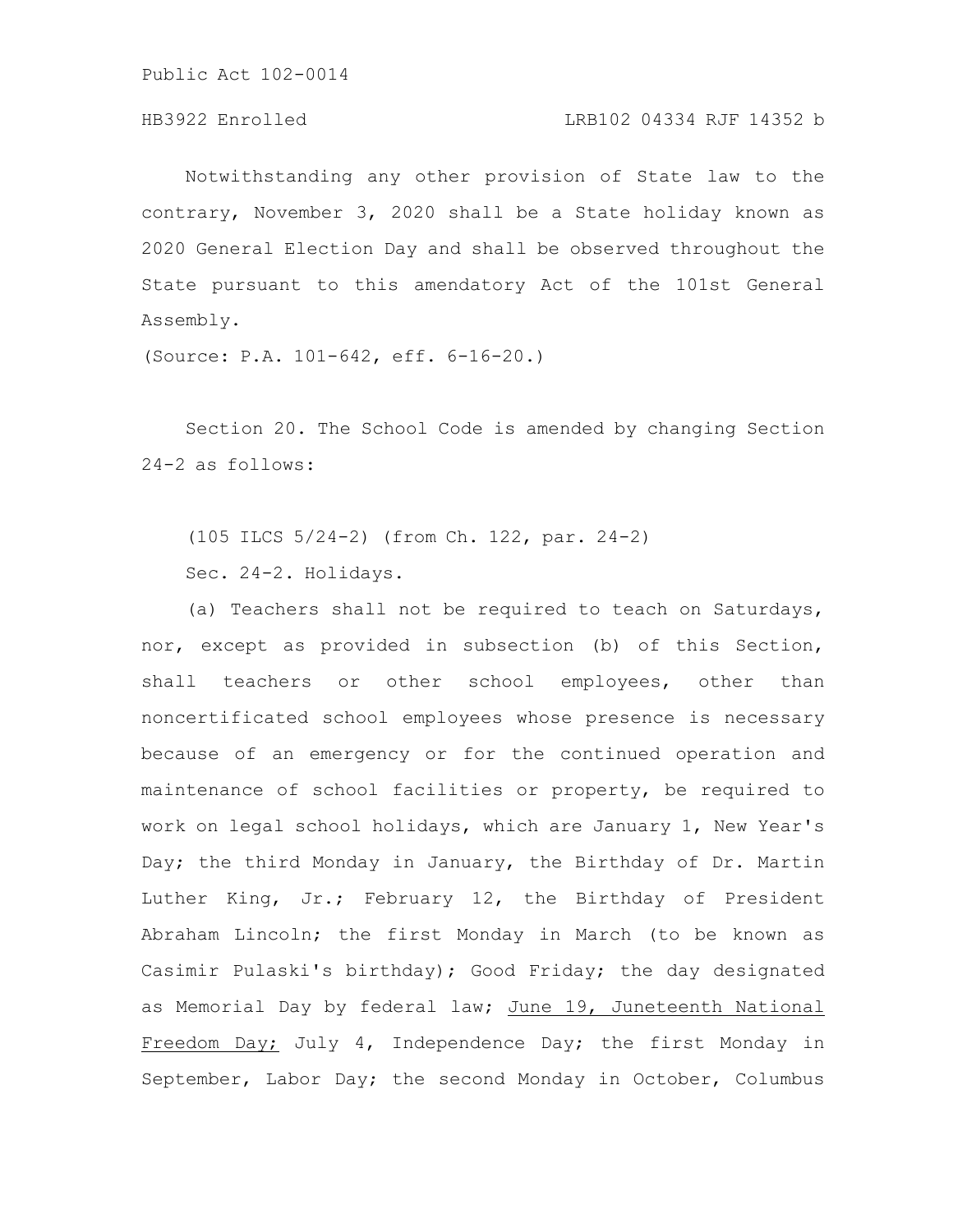Notwithstanding any other provision of State law to the contrary, November 3, 2020 shall be a State holiday known as 2020 General Election Day and shall be observed throughout the State pursuant to this amendatory Act of the 101st General Assembly.

(Source: P.A. 101-642, eff. 6-16-20.)

Section 20. The School Code is amended by changing Section 24-2 as follows:

(105 ILCS 5/24-2) (from Ch. 122, par. 24-2)

Sec. 24-2. Holidays.

(a) Teachers shall not be required to teach on Saturdays, nor, except as provided in subsection (b) of this Section, shall teachers or other school employees, other than noncertificated school employees whose presence is necessary because of an emergency or for the continued operation and maintenance of school facilities or property, be required to work on legal school holidays, which are January 1, New Year's Day; the third Monday in January, the Birthday of Dr. Martin Luther King, Jr.; February 12, the Birthday of President Abraham Lincoln; the first Monday in March (to be known as Casimir Pulaski's birthday); Good Friday; the day designated as Memorial Day by federal law; <u>June 19, Juneteenth National Freedom Day;</u> July 4, Independence Day; the first Monday in September, Labor Day; the second Monday in October, Columbus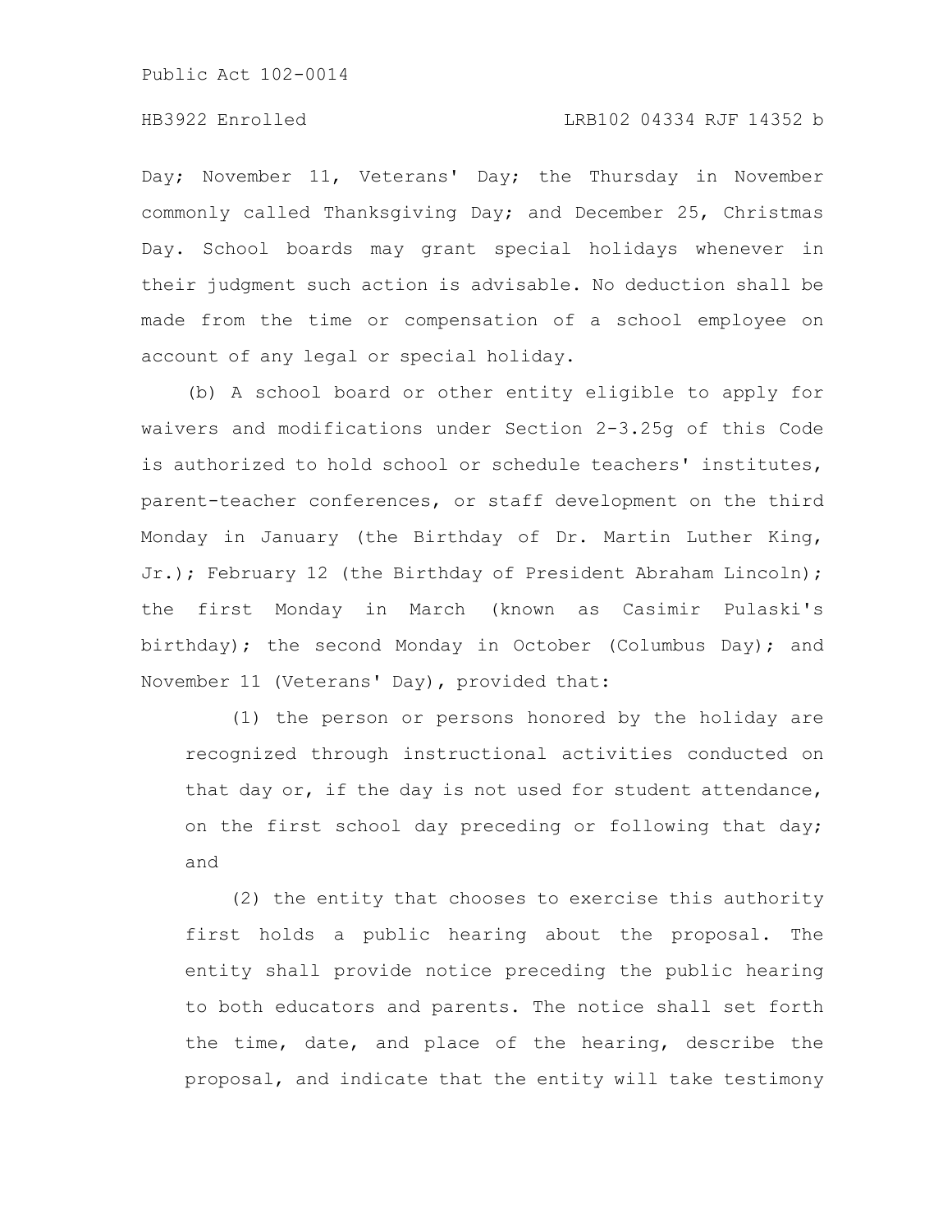Day; November 11, Veterans' Day; the Thursday in November commonly called Thanksgiving Day; and December 25, Christmas Day. School boards may grant special holidays whenever in their judgment such action is advisable. No deduction shall be made from the time or compensation of a school employee on account of any legal or special holiday.

(b) A school board or other entity eligible to apply for waivers and modifications under Section 2-3.25g of this Code is authorized to hold school or schedule teachers' institutes, parent-teacher conferences, or staff development on the third Monday in January (the Birthday of Dr. Martin Luther King, Jr.); February 12 (the Birthday of President Abraham Lincoln); the first Monday in March (known as Casimir Pulaski's birthday); the second Monday in October (Columbus Day); and November 11 (Veterans' Day), provided that:

(1) the person or persons honored by the holiday are recognized through instructional activities conducted on that day or, if the day is not used for student attendance, on the first school day preceding or following that day; and

(2) the entity that chooses to exercise this authority first holds a public hearing about the proposal. The entity shall provide notice preceding the public hearing to both educators and parents. The notice shall set forth the time, date, and place of the hearing, describe the proposal, and indicate that the entity will take testimony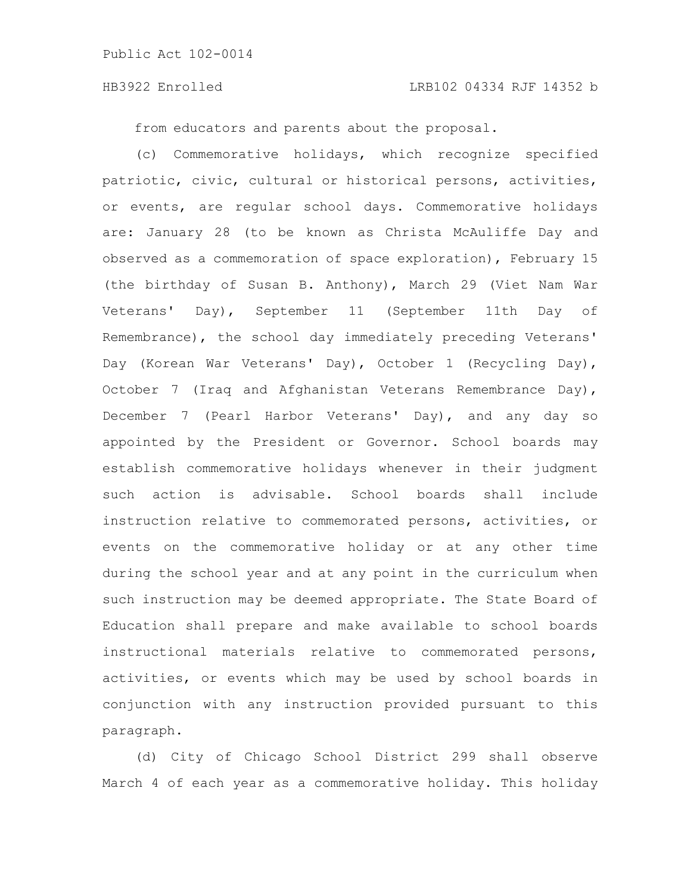from educators and parents about the proposal.

(c) Commemorative holidays, which recognize specified patriotic, civic, cultural or historical persons, activities, or events, are regular school days. Commemorative holidays are: January 28 (to be known as Christa McAuliffe Day and observed as a commemoration of space exploration), February 15 (the birthday of Susan B. Anthony), March 29 (Viet Nam War Veterans' Day), September 11 (September 11th Day of Remembrance), the school day immediately preceding Veterans' Day (Korean War Veterans' Day), October 1 (Recycling Day), October 7 (Iraq and Afghanistan Veterans Remembrance Day), December 7 (Pearl Harbor Veterans' Day), and any day so appointed by the President or Governor. School boards may establish commemorative holidays whenever in their judgment such action is advisable. School boards shall include instruction relative to commemorated persons, activities, or events on the commemorative holiday or at any other time during the school year and at any point in the curriculum when such instruction may be deemed appropriate. The State Board of Education shall prepare and make available to school boards instructional materials relative to commemorated persons, activities, or events which may be used by school boards in conjunction with any instruction provided pursuant to this paragraph.

(d) City of Chicago School District 299 shall observe March 4 of each year as a commemorative holiday. This holiday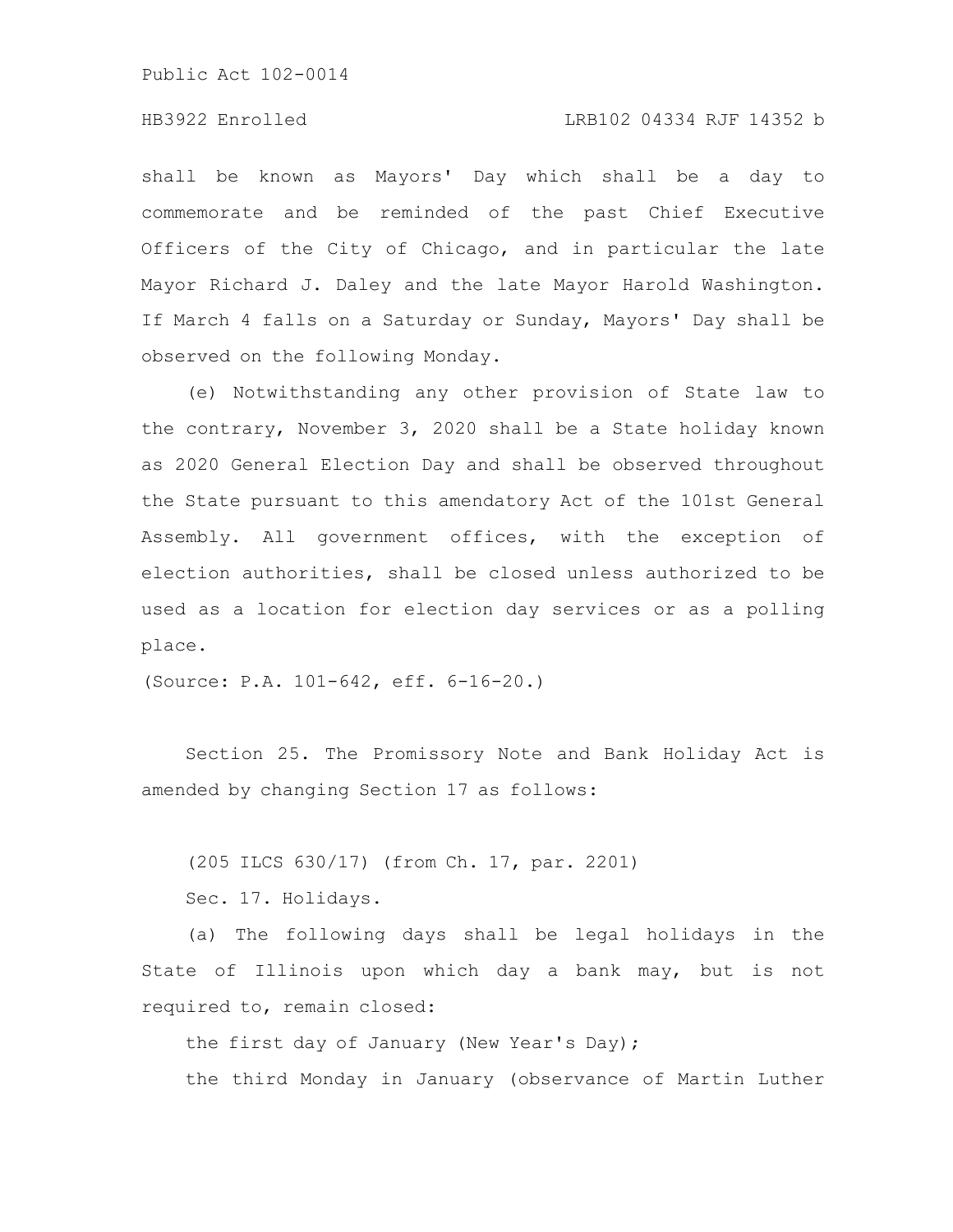shall be known as Mayors' Day which shall be a day to commemorate and be reminded of the past Chief Executive Officers of the City of Chicago, and in particular the late Mayor Richard J. Daley and the late Mayor Harold Washington. If March 4 falls on a Saturday or Sunday, Mayors' Day shall be observed on the following Monday.

(e) Notwithstanding any other provision of State law to the contrary, November 3, 2020 shall be a State holiday known as 2020 General Election Day and shall be observed throughout the State pursuant to this amendatory Act of the 101st General Assembly. All government offices, with the exception of election authorities, shall be closed unless authorized to be used as a location for election day services or as a polling place.

(Source: P.A. 101-642, eff. 6-16-20.)

Section 25. The Promissory Note and Bank Holiday Act is amended by changing Section 17 as follows:

(205 ILCS 630/17) (from Ch. 17, par. 2201)

Sec. 17. Holidays.

(a) The following days shall be legal holidays in the State of Illinois upon which day a bank may, but is not required to, remain closed:

the first day of January (New Year's Day);

the third Monday in January (observance of Martin Luther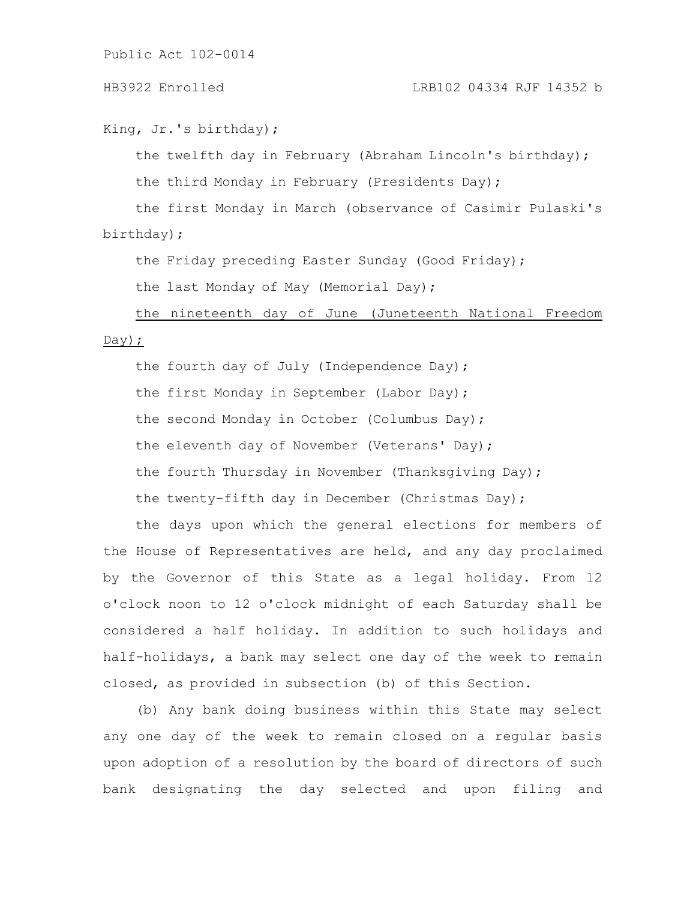King, Jr.'s birthday);

the twelfth day in February (Abraham Lincoln's birthday);

the third Monday in February (Presidents Day);

the first Monday in March (observance of Casimir Pulaski's birthday);

the Friday preceding Easter Sunday (Good Friday);

the last Monday of May (Memorial Day);

<u>the nineteenth day of June (Juneteenth National Freedom Day);</u>

the fourth day of July (Independence Day);

the first Monday in September (Labor Day);

the second Monday in October (Columbus Day);

the eleventh day of November (Veterans' Day);

the fourth Thursday in November (Thanksgiving Day);

the twenty-fifth day in December (Christmas Day);

the days upon which the general elections for members of the House of Representatives are held, and any day proclaimed by the Governor of this State as a legal holiday. From 12 o'clock noon to 12 o'clock midnight of each Saturday shall be considered a half holiday. In addition to such holidays and half-holidays, a bank may select one day of the week to remain closed, as provided in subsection (b) of this Section.

(b) Any bank doing business within this State may select any one day of the week to remain closed on a regular basis upon adoption of a resolution by the board of directors of such bank designating the day selected and upon filing and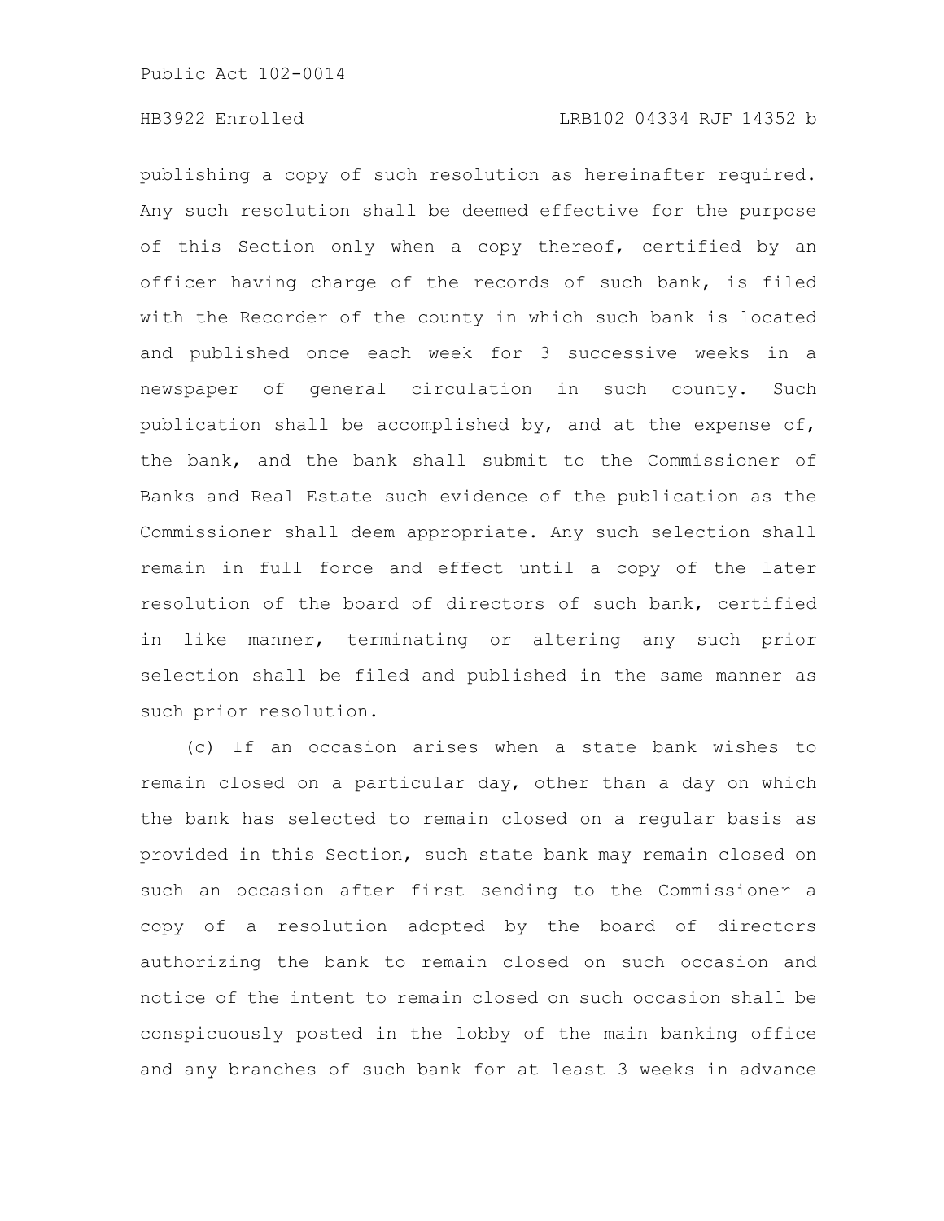publishing a copy of such resolution as hereinafter required. Any such resolution shall be deemed effective for the purpose of this Section only when a copy thereof, certified by an officer having charge of the records of such bank, is filed with the Recorder of the county in which such bank is located and published once each week for 3 successive weeks in a newspaper of general circulation in such county. Such publication shall be accomplished by, and at the expense of, the bank, and the bank shall submit to the Commissioner of Banks and Real Estate such evidence of the publication as the Commissioner shall deem appropriate. Any such selection shall remain in full force and effect until a copy of the later resolution of the board of directors of such bank, certified in like manner, terminating or altering any such prior selection shall be filed and published in the same manner as such prior resolution.

(c) If an occasion arises when a state bank wishes to remain closed on a particular day, other than a day on which the bank has selected to remain closed on a regular basis as provided in this Section, such state bank may remain closed on such an occasion after first sending to the Commissioner a copy of a resolution adopted by the board of directors authorizing the bank to remain closed on such occasion and notice of the intent to remain closed on such occasion shall be conspicuously posted in the lobby of the main banking office and any branches of such bank for at least 3 weeks in advance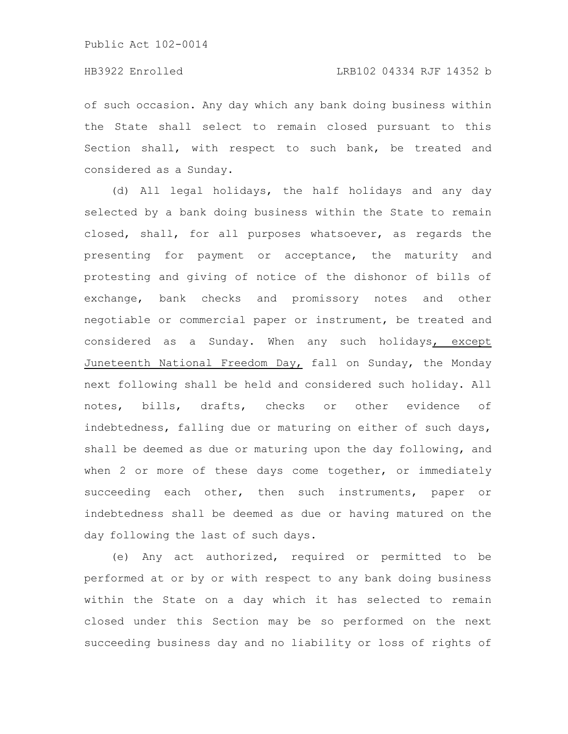of such occasion. Any day which any bank doing business within the State shall select to remain closed pursuant to this Section shall, with respect to such bank, be treated and considered as a Sunday.

(d) All legal holidays, the half holidays and any day selected by a bank doing business within the State to remain closed, shall, for all purposes whatsoever, as regards the presenting for payment or acceptance, the maturity and protesting and giving of notice of the dishonor of bills of exchange, bank checks and promissory notes and other negotiable or commercial paper or instrument, be treated and considered as a Sunday. When any such holidays, except Juneteenth National Freedom Day, fall on Sunday, the Monday next following shall be held and considered such holiday. All notes, bills, drafts, checks or other evidence of indebtedness, falling due or maturing on either of such days, shall be deemed as due or maturing upon the day following, and when 2 or more of these days come together, or immediately succeeding each other, then such instruments, paper or indebtedness shall be deemed as due or having matured on the day following the last of such days.

(e) Any act authorized, required or permitted to be performed at or by or with respect to any bank doing business within the State on a day which it has selected to remain closed under this Section may be so performed on the next succeeding business day and no liability or loss of rights of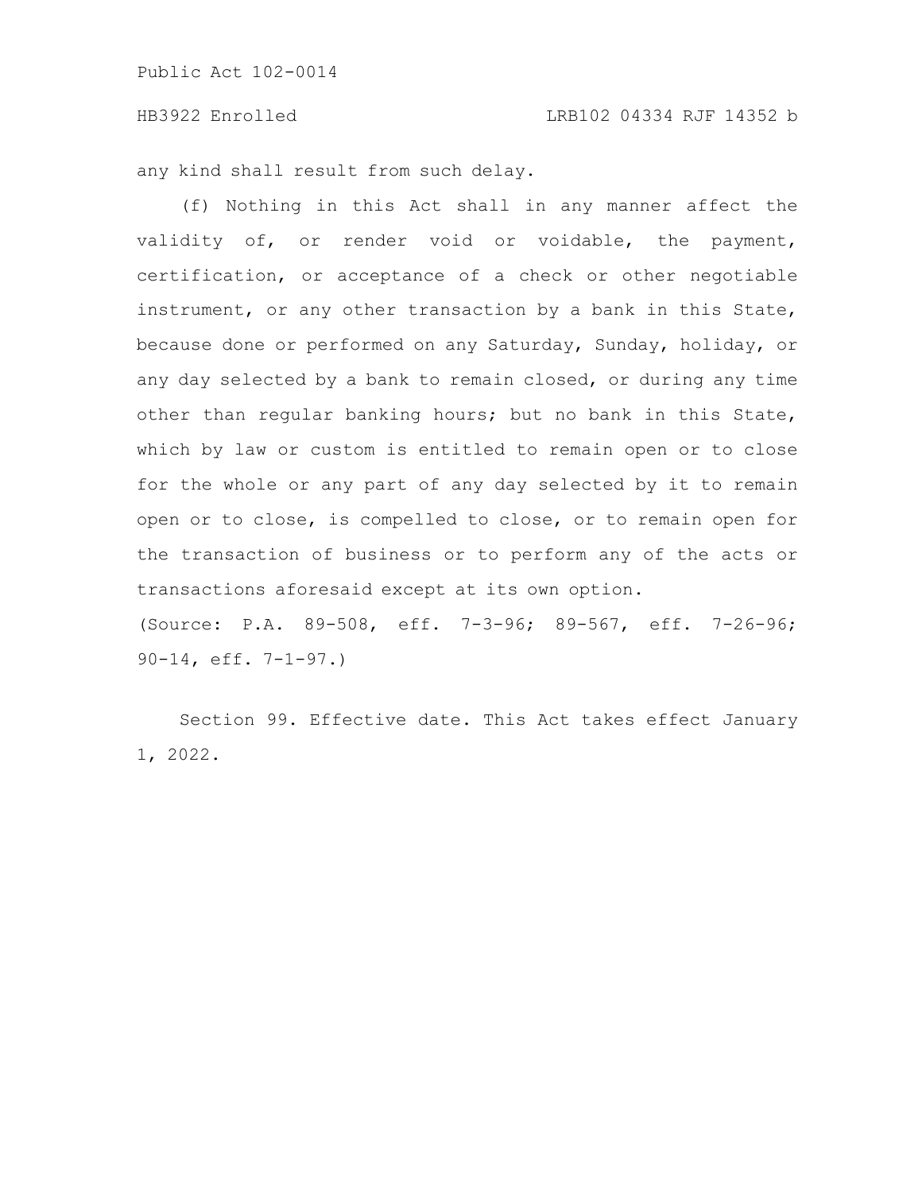any kind shall result from such delay.

(f) Nothing in this Act shall in any manner affect the validity of, or render void or voidable, the payment, certification, or acceptance of a check or other negotiable instrument, or any other transaction by a bank in this State, because done or performed on any Saturday, Sunday, holiday, or any day selected by a bank to remain closed, or during any time other than regular banking hours; but no bank in this State, which by law or custom is entitled to remain open or to close for the whole or any part of any day selected by it to remain open or to close, is compelled to close, or to remain open for the transaction of business or to perform any of the acts or transactions aforesaid except at its own option.

(Source: P.A. 89-508, eff. 7-3-96; 89-567, eff. 7-26-96; 90-14, eff. 7-1-97.)

Section 99. Effective date. This Act takes effect January 1, 2022.